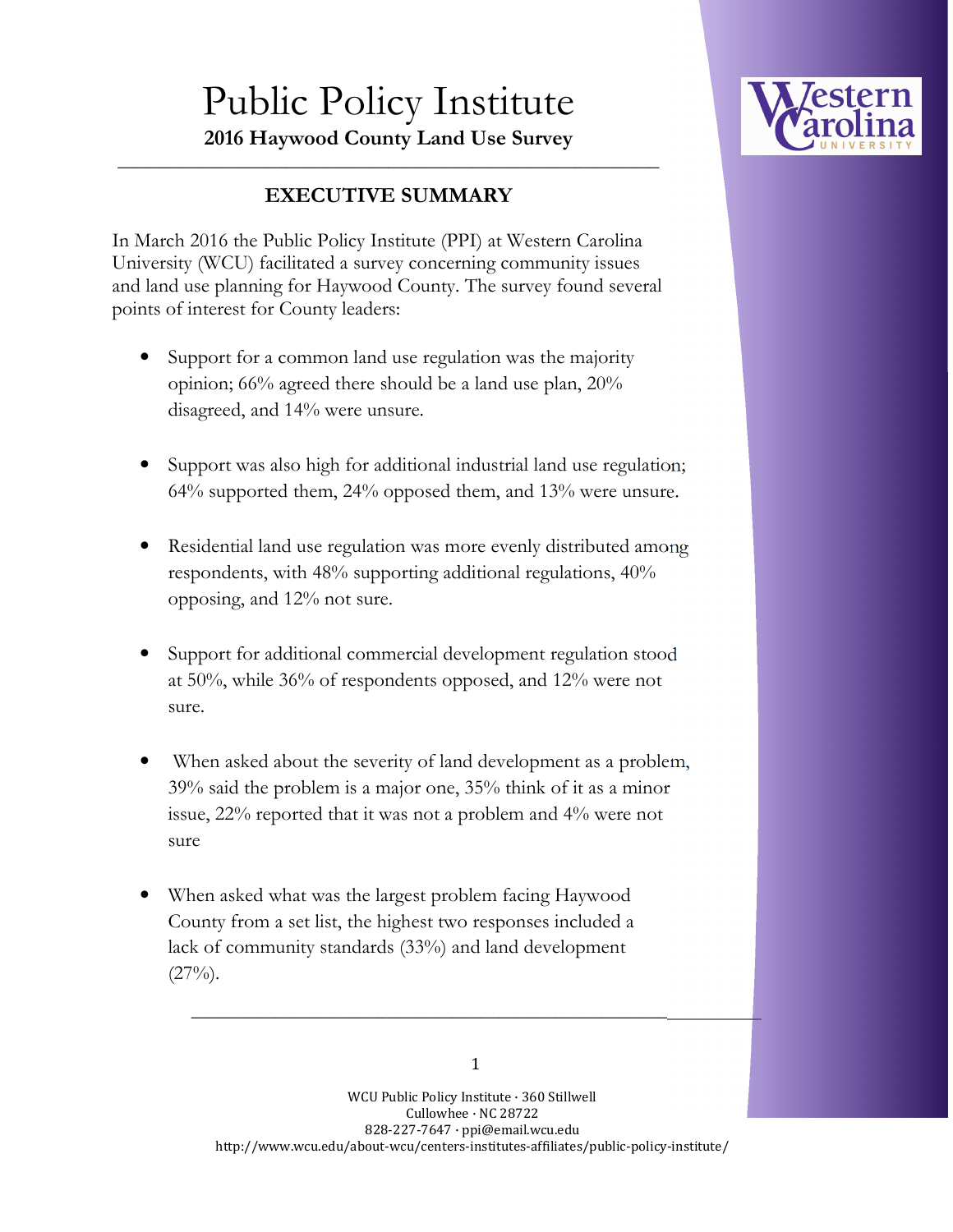# Public Policy Institute

**2016 Haywood County Land Use Survey**

## EXECUTIVE SUMMARY

In March 2016 the Public Policy Institute (PPI) at Western Carolina University (WCU) facilitated a survey concerning community issues and land use planning for Haywood County. The survey found several points of interest for County leaders:

- Support for a common land use regulation was the majority opinion; 66% agreed there should be a land use plan, 20% disagreed, and 14% were unsure.
- Support was also high for additional industrial land use regulation; 64% supported them, 24% opposed them, and 13% were unsure.
- Residential land use regulation was more evenly distributed among respondents, with 48% supporting additional regulations, 40% opposing, and 12% not sure.
- Support for additional commercial development regulation stood at 50%, while 36% of respondents opposed, and 12% were not sure.
- When asked about the severity of land development as a problem, 39% said the problem is a major one, 35% think of it as a minor issue, 22% reported that it was not a problem and 4% were not sure
- When asked what was the largest problem facing Haywood County from a set list, the highest two responses included a lack of community standards (33%) and land development (27%).

WCU Public Policy Institute · 360 Stillwell
Cullowhee · NC 28722
828-227-7647 · ppi@email.wcu.edu
http://www.wcu.edu/about-wcu/centers-institutes-affiliates/public-policy-institute/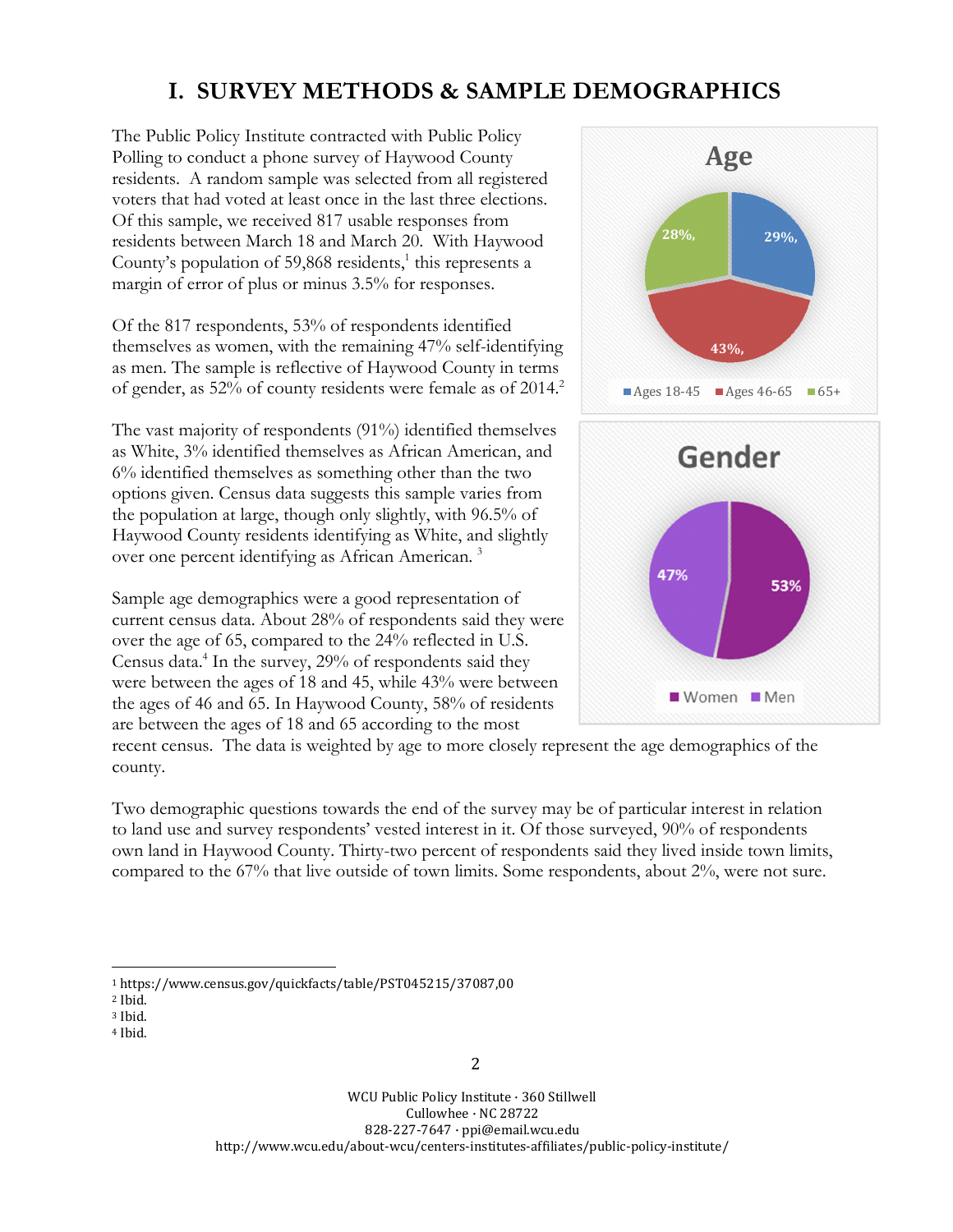# I. SURVEY METHODS & SAMPLE DEMOGRAPHICS

The Public Policy Institute contracted with Public Policy Polling to conduct a phone survey of Haywood County residents. A random sample was selected from all registered voters that had voted at least once in the last three elections. Of this sample, we received 817 usable responses from residents between March 18 and March 20. With Haywood County's population of 59,868 residents,[1] this represents a margin of error of plus or minus 3.5% for responses.

Of the 817 respondents, 53% of respondents identified themselves as women, with the remaining 47% self-identifying as men. The sample is reflective of Haywood County in terms of gender, as 52% of county residents were female as of 2014.[2]

The vast majority of respondents (91%) identified themselves as White, 3% identified themselves as African American, and 6% identified themselves as something other than the two options given. Census data suggests this sample varies from the population at large, though only slightly, with 96.5% of Haywood County residents identifying as White, and slightly over one percent identifying as African American. [3]

Sample age demographics were a good representation of current census data. About 28% of respondents said they were over the age of 65, compared to the 24% reflected in U.S. Census data.[4] In the survey, 29% of respondents said they were between the ages of 18 and 45, while 43% were between the ages of 46 and 65. In Haywood County, 58% of residents are between the ages of 18 and 65 according to the most recent census. The data is weighted by age to more closely represent the age demographics of the county.

**Age**

| Age group | Percent |
|---|---|
| Ages 18-45 | 29% |
| Ages 46-65 | 43% |
| 65+ | 28% |

**Gender**

| Gender | Percent |
|---|---|
| Women | 53% |
| Men | 47% |

Two demographic questions towards the end of the survey may be of particular interest in relation to land use and survey respondents' vested interest in it. Of those surveyed, 90% of respondents own land in Haywood County. Thirty-two percent of respondents said they lived inside town limits, compared to the 67% that live outside of town limits. Some respondents, about 2%, were not sure.

---

[1] https://www.census.gov/quickfacts/table/PST045215/37087,00
[2] Ibid.
[3] Ibid.
[4] Ibid.

WCU Public Policy Institute · 360 Stillwell
Cullowhee · NC 28722
828-227-7647 · ppi@email.wcu.edu
http://www.wcu.edu/about-wcu/centers-institutes-affiliates/public-policy-institute/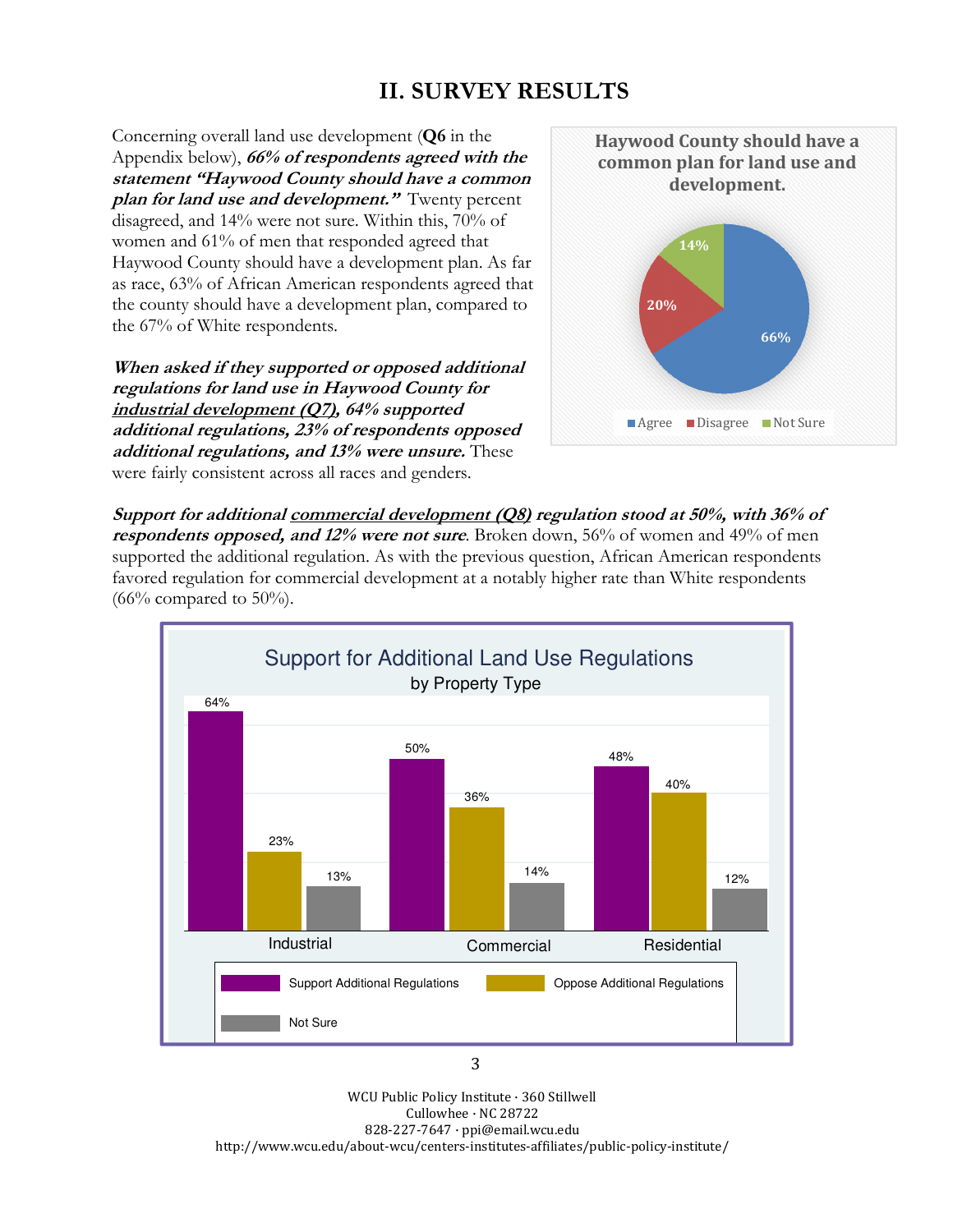## II. SURVEY RESULTS

Concerning overall land use development (**Q6** in the Appendix below), ***66% of respondents agreed with the statement "Haywood County should have a common plan for land use and development."*** Twenty percent disagreed, and 14% were not sure. Within this, 70% of women and 61% of men that responded agreed that Haywood County should have a development plan. As far as race, 63% of African American respondents agreed that the county should have a development plan, compared to the 67% of White respondents.

**Haywood County should have a common plan for land use and development.**

| Response | Percent |
|---|---|
| Agree | 66% |
| Disagree | 20% |
| Not Sure | 14% |

***When asked if they supported or opposed additional regulations for land use in Haywood County for industrial development (Q7), 64% supported additional regulations, 23% of respondents opposed additional regulations, and 13% were unsure.*** These were fairly consistent across all races and genders.

***Support for additional commercial development (Q8) regulation stood at 50%, with 36% of respondents opposed, and 12% were not sure***. Broken down, 56% of women and 49% of men supported the additional regulation. As with the previous question, African American respondents favored regulation for commercial development at a notably higher rate than White respondents (66% compared to 50%).

**Support for Additional Land Use Regulations**
by Property Type

| | Support Additional Regulations | Oppose Additional Regulations | Not Sure |
|---|---|---|---|
| Industrial | 64% | 23% | 13% |
| Commercial | 50% | 36% | 14% |
| Residential | 48% | 40% | 12% |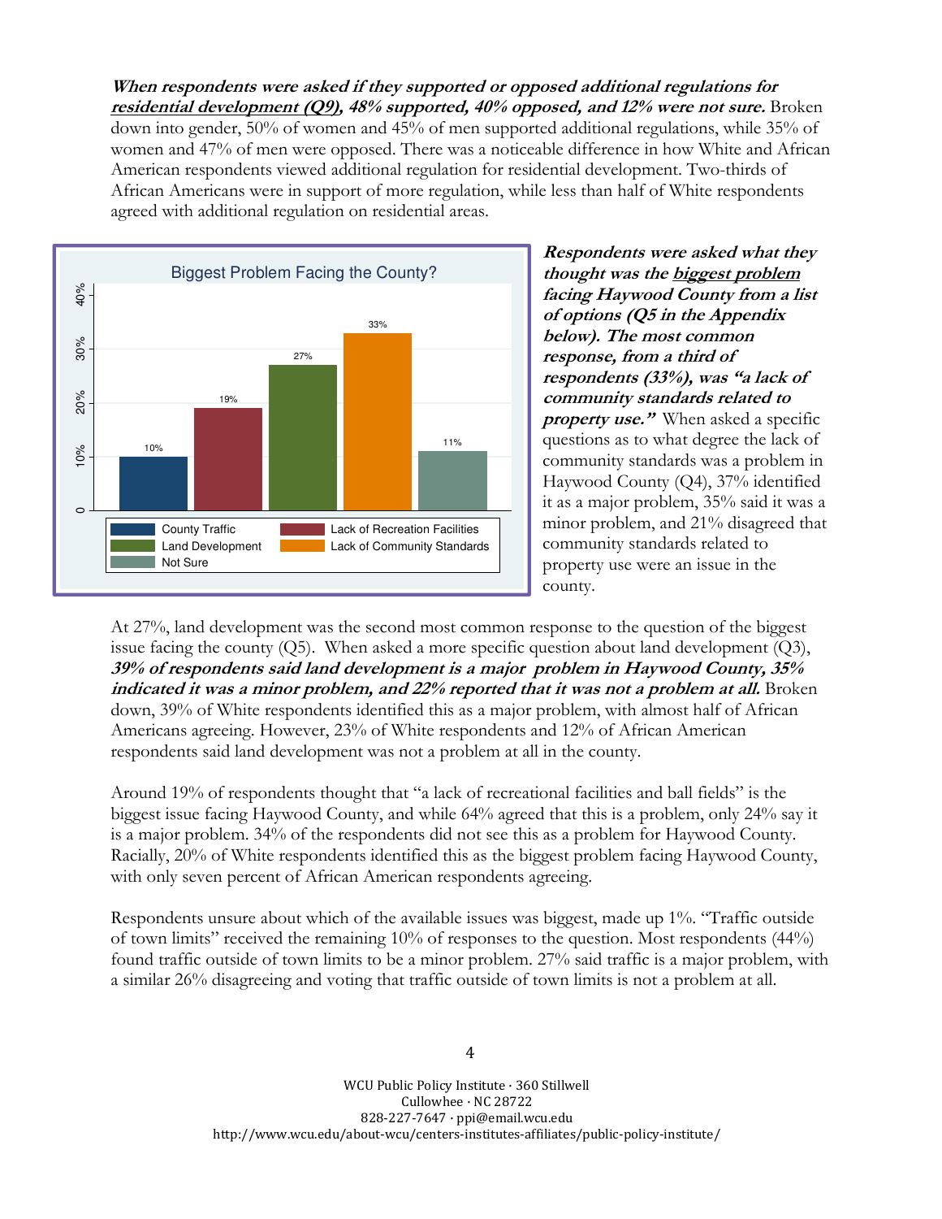***When respondents were asked if they supported or opposed additional regulations for residential development (Q9), 48% supported, 40% opposed, and 12% were not sure.*** Broken down into gender, 50% of women and 45% of men supported additional regulations, while 35% of women and 47% of men were opposed. There was a noticeable difference in how White and African American respondents viewed additional regulation for residential development. Two-thirds of African Americans were in support of more regulation, while less than half of White respondents agreed with additional regulation on residential areas.

**Biggest Problem Facing the County?**

| Response | Percent |
| --- | --- |
| County Traffic | 10% |
| Lack of Recreation Facilities | 19% |
| Land Development | 27% |
| Lack of Community Standards | 33% |
| Not Sure | 11% |

***Respondents were asked what they thought was the biggest problem facing Haywood County from a list of options (Q5 in the Appendix below). The most common response, from a third of respondents (33%), was "a lack of community standards related to property use."*** When asked a specific questions as to what degree the lack of community standards was a problem in Haywood County (Q4), 37% identified it as a major problem, 35% said it was a minor problem, and 21% disagreed that community standards related to property use were an issue in the county.

At 27%, land development was the second most common response to the question of the biggest issue facing the county (Q5). When asked a more specific question about land development (Q3), ***39% of respondents said land development is a major problem in Haywood County, 35% indicated it was a minor problem, and 22% reported that it was not a problem at all.*** Broken down, 39% of White respondents identified this as a major problem, with almost half of African Americans agreeing. However, 23% of White respondents and 12% of African American respondents said land development was not a problem at all in the county.

Around 19% of respondents thought that "a lack of recreational facilities and ball fields" is the biggest issue facing Haywood County, and while 64% agreed that this is a problem, only 24% say it is a major problem. 34% of the respondents did not see this as a problem for Haywood County. Racially, 20% of White respondents identified this as the biggest problem facing Haywood County, with only seven percent of African American respondents agreeing.

Respondents unsure about which of the available issues was biggest, made up 1%. "Traffic outside of town limits" received the remaining 10% of responses to the question. Most respondents (44%) found traffic outside of town limits to be a minor problem. 27% said traffic is a major problem, with a similar 26% disagreeing and voting that traffic outside of town limits is not a problem at all.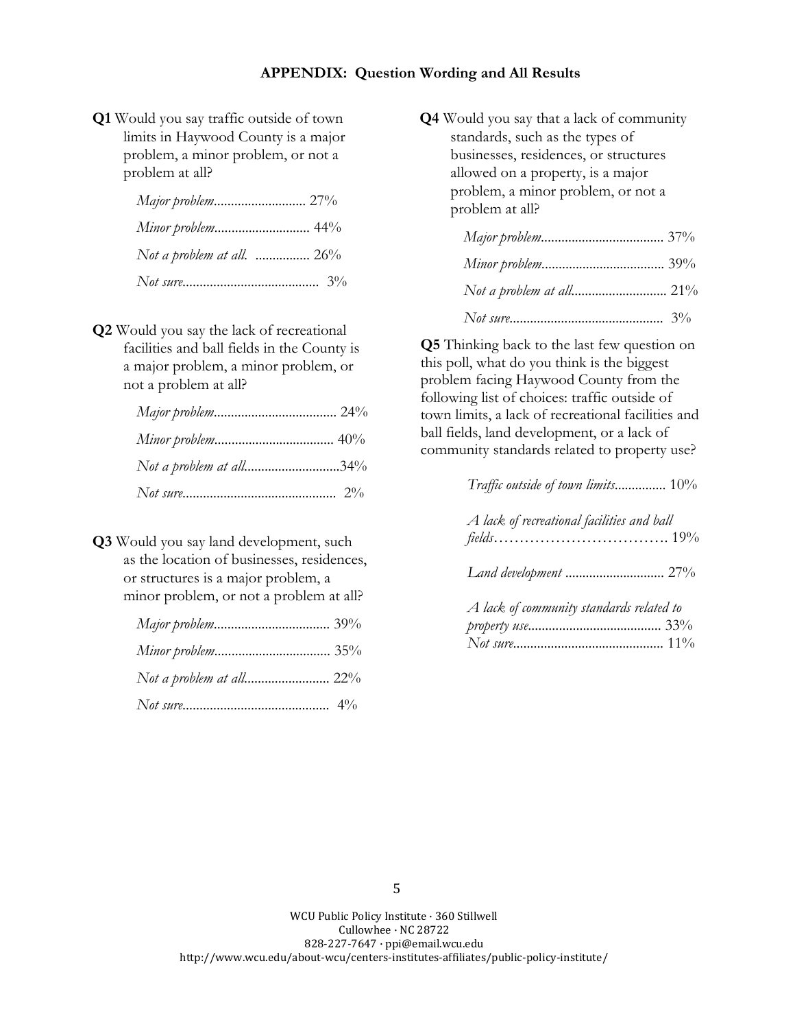## APPENDIX: Question Wording and All Results

**Q1** Would you say traffic outside of town limits in Haywood County is a major problem, a minor problem, or not a problem at all?

*Major problem*........................... 27%

*Minor problem*............................ 44%

*Not a problem at all.* ................ 26%

*Not sure*........................................ 3%

**Q2** Would you say the lack of recreational facilities and ball fields in the County is a major problem, a minor problem, or not a problem at all?

*Major problem*.................................... 24%

*Minor problem*................................... 40%

*Not a problem at all*............................34%

*Not sure*............................................. 2%

**Q3** Would you say land development, such as the location of businesses, residences, or structures is a major problem, a minor problem, or not a problem at all?

*Major problem*.................................. 39%

*Minor problem*.................................. 35%

*Not a problem at all*......................... 22%

*Not sure*........................................... 4%

**Q4** Would you say that a lack of community standards, such as the types of businesses, residences, or structures allowed on a property, is a major problem, a minor problem, or not a problem at all?

*Major problem*.................................... 37%

*Minor problem*.................................... 39%

*Not a problem at all*............................ 21%

*Not sure*............................................. 3%

**Q5** Thinking back to the last few question on this poll, what do you think is the biggest problem facing Haywood County from the following list of choices: traffic outside of town limits, a lack of recreational facilities and ball fields, land development, or a lack of community standards related to property use?

*Traffic outside of town limits*............... 10%

*A lack of recreational facilities and ball fields*………………………………. 19%

*Land development* ............................. 27%

*A lack of community standards related to property use*...................................... 33%

*Not sure*............................................ 11%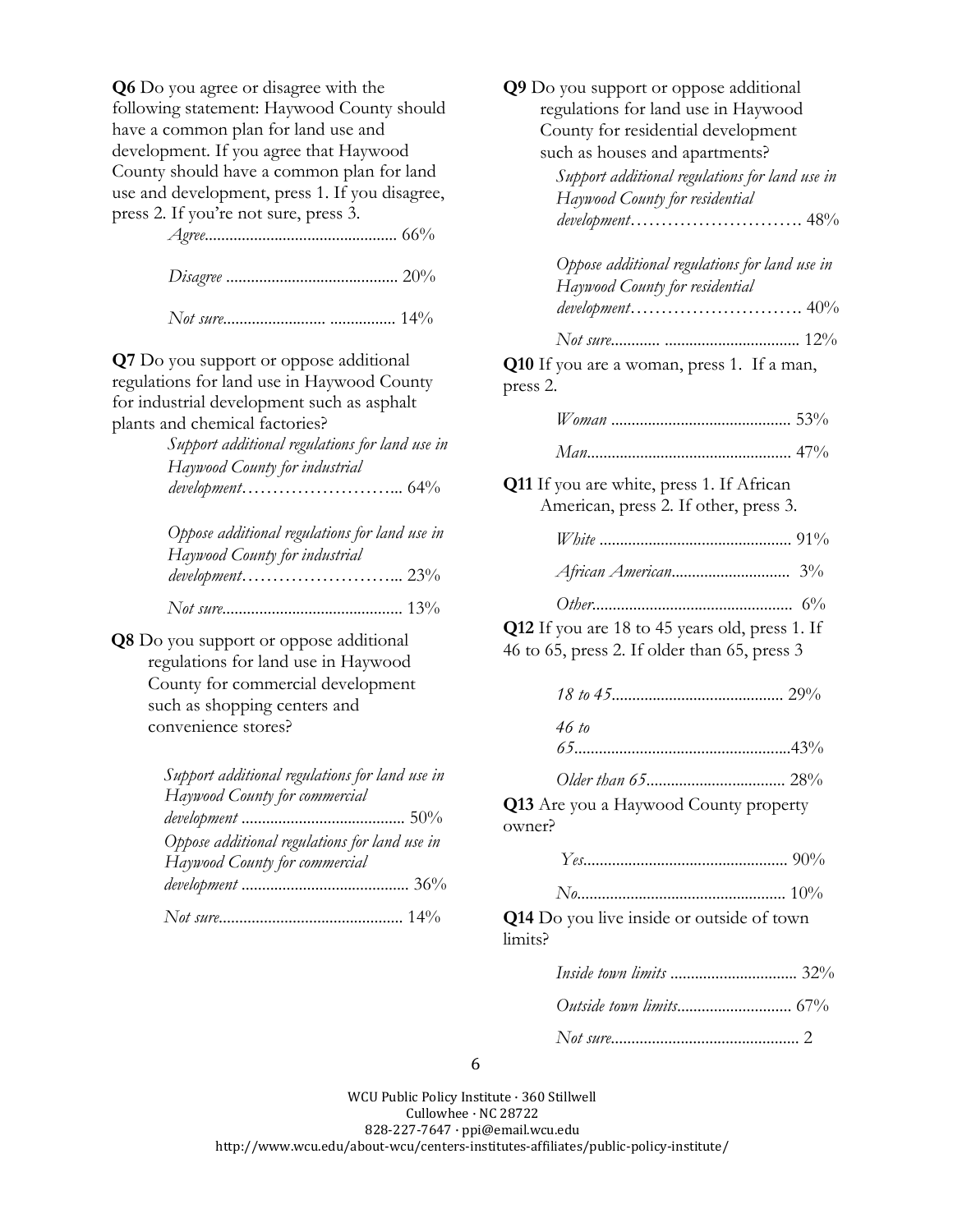**Q6** Do you agree or disagree with the following statement: Haywood County should have a common plan for land use and development. If you agree that Haywood County should have a common plan for land use and development, press 1. If you disagree, press 2. If you're not sure, press 3.

*Agree*.............................................. 66%

*Disagree* .......................................... 20%

*Not sure*......................... ................ 14%

**Q7** Do you support or oppose additional regulations for land use in Haywood County for industrial development such as asphalt plants and chemical factories?

*Support additional regulations for land use in Haywood County for industrial development*……………………... 64%

*Oppose additional regulations for land use in Haywood County for industrial development*……………………... 23%

*Not sure*........................................... 13%

**Q8** Do you support or oppose additional regulations for land use in Haywood County for commercial development such as shopping centers and convenience stores?

*Support additional regulations for land use in Haywood County for commercial development* ....................................... 50%

*Oppose additional regulations for land use in Haywood County for commercial development* ........................................ 36%

*Not sure*............................................ 14%

**Q9** Do you support or oppose additional regulations for land use in Haywood County for residential development such as houses and apartments?

*Support additional regulations for land use in Haywood County for residential development*………………………. 48%

*Oppose additional regulations for land use in Haywood County for residential development*………………………. 40%

*Not sure*............ ................................ 12%

**Q10** If you are a woman, press 1. If a man, press 2.

*Woman* ........................................... 53%

*Man*................................................. 47%

**Q11** If you are white, press 1. If African American, press 2. If other, press 3.

*White* .............................................. 91%

*African American*............................ 3%

*Other*................................................ 6%

**Q12** If you are 18 to 45 years old, press 1. If 46 to 65, press 2. If older than 65, press 3

*18 to 45*.......................................... 29%

*46 to 65*....................................................43%

*Older than 65*................................. 28%

**Q13** Are you a Haywood County property owner?

*Yes*................................................. 90%

*No*.................................................. 10%

**Q14** Do you live inside or outside of town limits?

*Inside town limits* .............................. 32%

*Outside town limits*........................... 67%

*Not sure*............................................. 2

WCU Public Policy Institute · 360 Stillwell
Cullowhee · NC 28722
828-227-7647 · ppi@email.wcu.edu
http://www.wcu.edu/about-wcu/centers-institutes-affiliates/public-policy-institute/